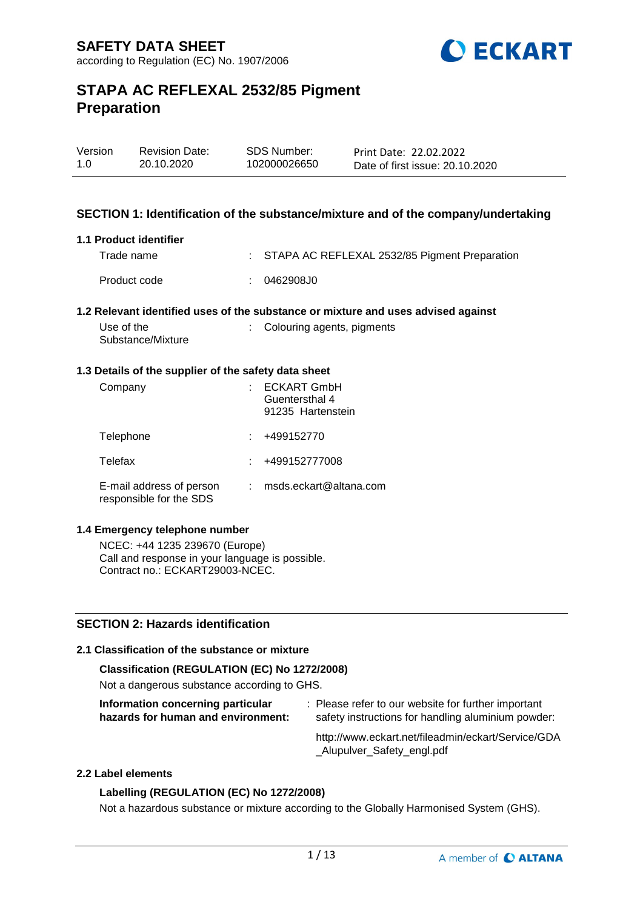# SAFETY DATA SHEET

according to Regulation (EC) No. 1907/2006

# STAPA AC REFLEXAL 2532/85 Pigment Preparation

| Version | Revision Date: | SDS Number: | Print Date: 22.02.2022 |
|---|---|---|---|
| 1.0 | 20.10.2020 | 102000026650 | Date of first issue: 20.10.2020 |

## SECTION 1: Identification of the substance/mixture and of the company/undertaking

### 1.1 Product identifier

Trade name : STAPA AC REFLEXAL 2532/85 Pigment Preparation

Product code : 0462908J0

### 1.2 Relevant identified uses of the substance or mixture and uses advised against

Use of the Substance/Mixture : Colouring agents, pigments

### 1.3 Details of the supplier of the safety data sheet

Company : ECKART GmbH
Guentersthal 4
91235 Hartenstein

Telephone : +499152770

Telefax : +499152777008

E-mail address of person responsible for the SDS : msds.eckart@altana.com

### 1.4 Emergency telephone number

NCEC: +44 1235 239670 (Europe)
Call and response in your language is possible.
Contract no.: ECKART29003-NCEC.

## SECTION 2: Hazards identification

### 2.1 Classification of the substance or mixture

**Classification (REGULATION (EC) No 1272/2008)**

Not a dangerous substance according to GHS.

**Information concerning particular hazards for human and environment:** : Please refer to our website for further important safety instructions for handling aluminium powder:

http://www.eckart.net/fileadmin/eckart/Service/GDA_Alupulver_Safety_engl.pdf

### 2.2 Label elements

**Labelling (REGULATION (EC) No 1272/2008)**

Not a hazardous substance or mixture according to the Globally Harmonised System (GHS).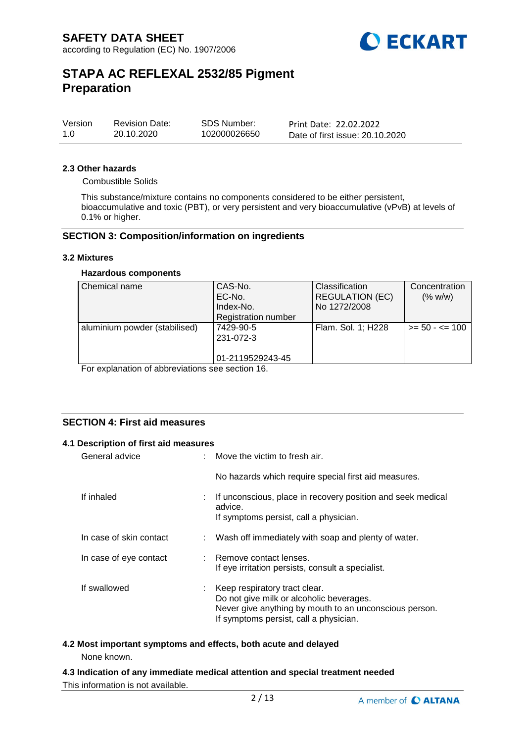#### 2.3 Other hazards

Combustible Solids

This substance/mixture contains no components considered to be either persistent, bioaccumulative and toxic (PBT), or very persistent and very bioaccumulative (vPvB) at levels of 0.1% or higher.

## SECTION 3: Composition/information on ingredients

#### 3.2 Mixtures

**Hazardous components**

| Chemical name | CAS-No.<br>EC-No.<br>Index-No.<br>Registration number | Classification<br>REGULATION (EC)<br>No 1272/2008 | Concentration<br>(% w/w) |
|---|---|---|---|
| aluminium powder (stabilised) | 7429-90-5<br>231-072-3<br><br>01-2119529243-45 | Flam. Sol. 1; H228 | >= 50 - <= 100 |

For explanation of abbreviations see section 16.

## SECTION 4: First aid measures

#### 4.1 Description of first aid measures

General advice : Move the victim to fresh air.

No hazards which require special first aid measures.

If inhaled : If unconscious, place in recovery position and seek medical advice.
If symptoms persist, call a physician.

In case of skin contact : Wash off immediately with soap and plenty of water.

In case of eye contact : Remove contact lenses.
If eye irritation persists, consult a specialist.

If swallowed : Keep respiratory tract clear.
Do not give milk or alcoholic beverages.
Never give anything by mouth to an unconscious person.
If symptoms persist, call a physician.

#### 4.2 Most important symptoms and effects, both acute and delayed

None known.

#### 4.3 Indication of any immediate medical attention and special treatment needed

This information is not available.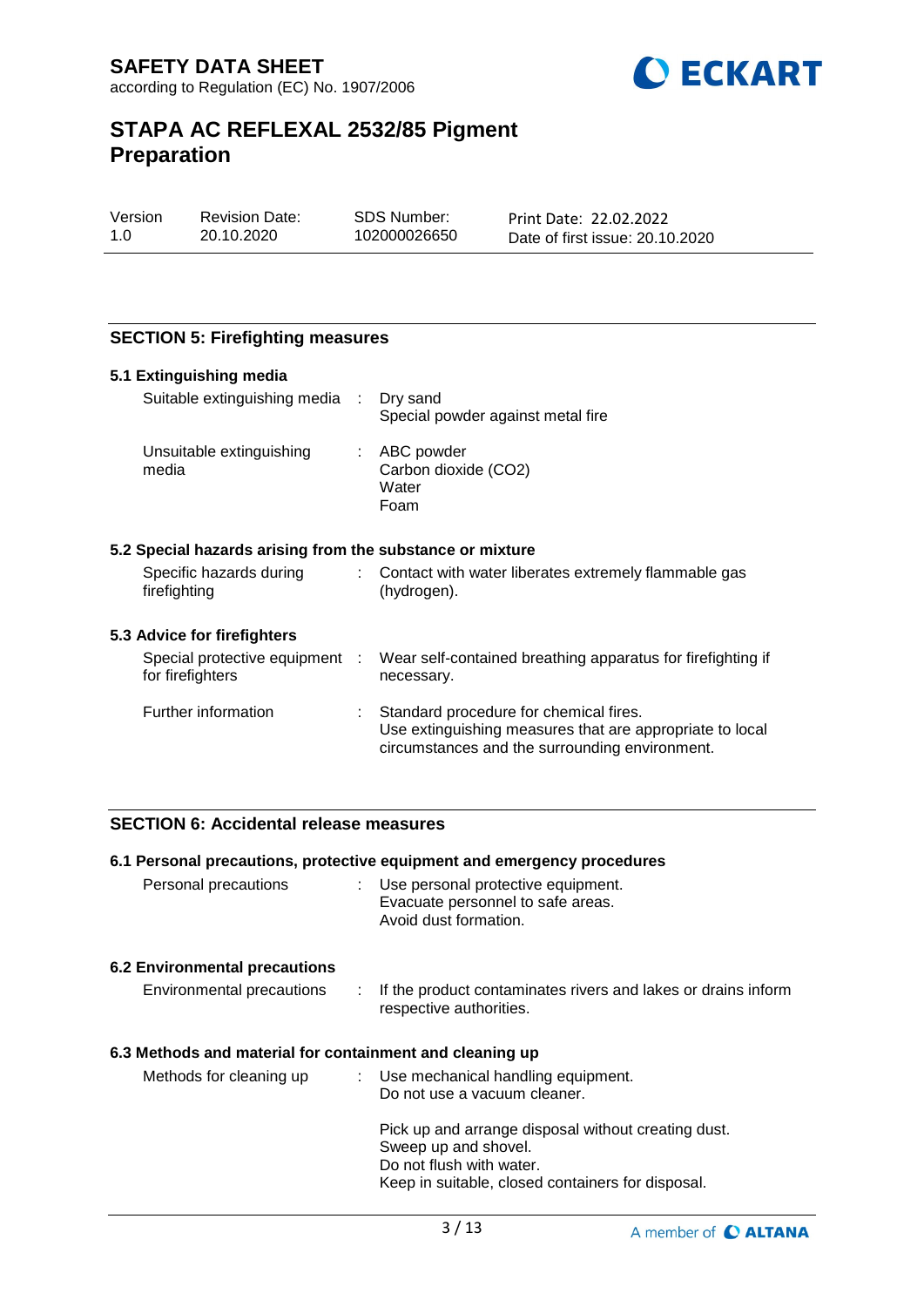## SECTION 5: Firefighting measures

### 5.1 Extinguishing media

| | | |
|---|---|---|
| Suitable extinguishing media | : | Dry sand<br>Special powder against metal fire |
| Unsuitable extinguishing media | : | ABC powder<br>Carbon dioxide ($CO_2$)<br>Water<br>Foam |

### 5.2 Special hazards arising from the substance or mixture

| | | |
|---|---|---|
| Specific hazards during firefighting | : | Contact with water liberates extremely flammable gas (hydrogen). |

### 5.3 Advice for firefighters

| | | |
|---|---|---|
| Special protective equipment for firefighters | : | Wear self-contained breathing apparatus for firefighting if necessary. |
| Further information | : | Standard procedure for chemical fires.<br>Use extinguishing measures that are appropriate to local circumstances and the surrounding environment. |

## SECTION 6: Accidental release measures

### 6.1 Personal precautions, protective equipment and emergency procedures

| | | |
|---|---|---|
| Personal precautions | : | Use personal protective equipment.<br>Evacuate personnel to safe areas.<br>Avoid dust formation. |

### 6.2 Environmental precautions

| | | |
|---|---|---|
| Environmental precautions | : | If the product contaminates rivers and lakes or drains inform respective authorities. |

### 6.3 Methods and material for containment and cleaning up

| | | |
|---|---|---|
| Methods for cleaning up | : | Use mechanical handling equipment.<br>Do not use a vacuum cleaner.<br><br>Pick up and arrange disposal without creating dust.<br>Sweep up and shovel.<br>Do not flush with water.<br>Keep in suitable, closed containers for disposal. |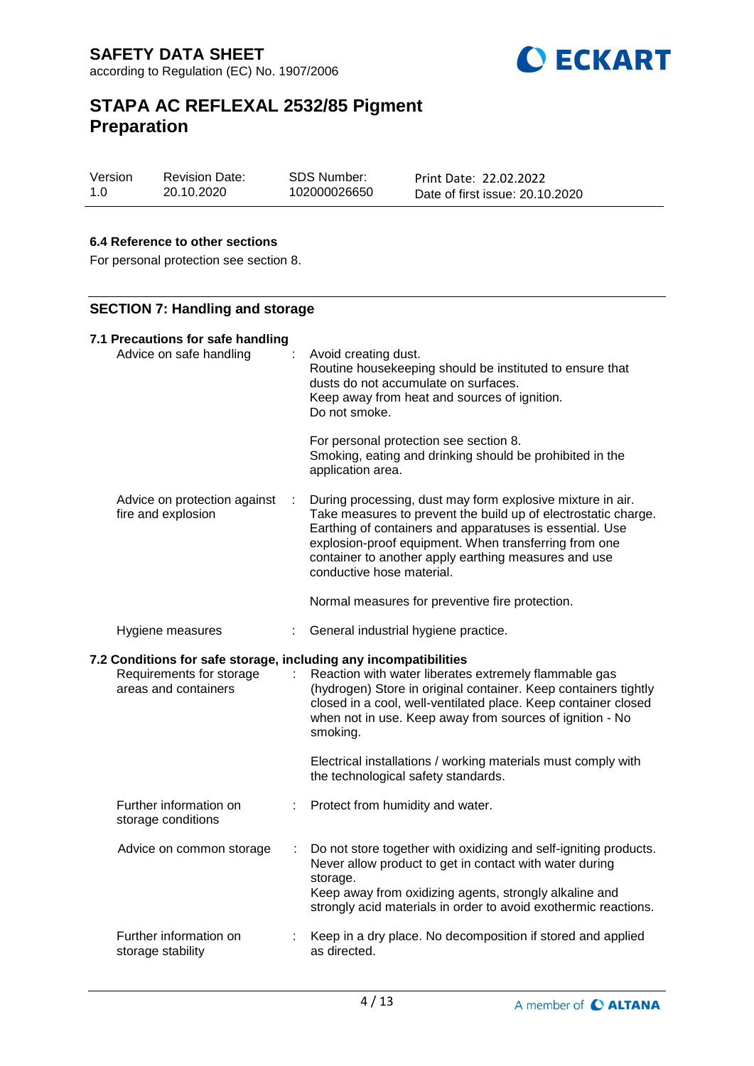### 6.4 Reference to other sections

For personal protection see section 8.

## SECTION 7: Handling and storage

### 7.1 Precautions for safe handling

| | | |
|---|---|---|
| Advice on safe handling | : | Avoid creating dust.<br>Routine housekeeping should be instituted to ensure that dusts do not accumulate on surfaces.<br>Keep away from heat and sources of ignition.<br>Do not smoke.<br><br>For personal protection see section 8.<br>Smoking, eating and drinking should be prohibited in the application area. |
| Advice on protection against fire and explosion | : | During processing, dust may form explosive mixture in air. Take measures to prevent the build up of electrostatic charge. Earthing of containers and apparatuses is essential. Use explosion-proof equipment. When transferring from one container to another apply earthing measures and use conductive hose material.<br><br>Normal measures for preventive fire protection. |
| Hygiene measures | : | General industrial hygiene practice. |

### 7.2 Conditions for safe storage, including any incompatibilities

| | | |
|---|---|---|
| Requirements for storage areas and containers | : | Reaction with water liberates extremely flammable gas (hydrogen) Store in original container. Keep containers tightly closed in a cool, well-ventilated place. Keep container closed when not in use. Keep away from sources of ignition - No smoking.<br><br>Electrical installations / working materials must comply with the technological safety standards. |
| Further information on storage conditions | : | Protect from humidity and water. |
| Advice on common storage | : | Do not store together with oxidizing and self-igniting products. Never allow product to get in contact with water during storage.<br>Keep away from oxidizing agents, strongly alkaline and strongly acid materials in order to avoid exothermic reactions. |
| Further information on storage stability | : | Keep in a dry place. No decomposition if stored and applied as directed. |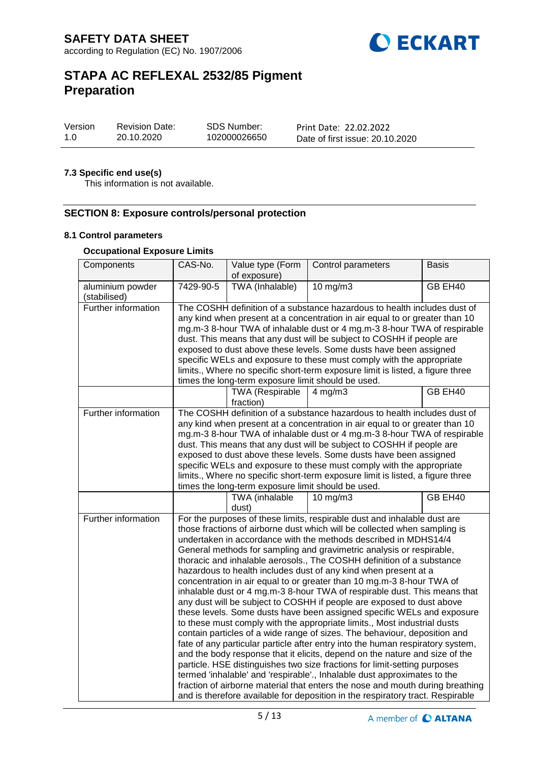### 7.3 Specific end use(s)

This information is not available.

## SECTION 8: Exposure controls/personal protection

### 8.1 Control parameters

**Occupational Exposure Limits**

| Components | CAS-No. | Value type (Form of exposure) | Control parameters | Basis |
|---|---|---|---|---|
| aluminium powder (stabilised) | 7429-90-5 | TWA (Inhalable) | 10 mg/m3 | GB EH40 |
| Further information | The COSHH definition of a substance hazardous to health includes dust of any kind when present at a concentration in air equal to or greater than 10 mg.m-3 8-hour TWA of inhalable dust or 4 mg.m-3 8-hour TWA of respirable dust. This means that any dust will be subject to COSHH if people are exposed to dust above these levels. Some dusts have been assigned specific WELs and exposure to these must comply with the appropriate limits., Where no specific short-term exposure limit is listed, a figure three times the long-term exposure limit should be used. | | | |
| | | TWA (Respirable fraction) | 4 mg/m3 | GB EH40 |
| Further information | The COSHH definition of a substance hazardous to health includes dust of any kind when present at a concentration in air equal to or greater than 10 mg.m-3 8-hour TWA of inhalable dust or 4 mg.m-3 8-hour TWA of respirable dust. This means that any dust will be subject to COSHH if people are exposed to dust above these levels. Some dusts have been assigned specific WELs and exposure to these must comply with the appropriate limits., Where no specific short-term exposure limit is listed, a figure three times the long-term exposure limit should be used. | | | |
| | | TWA (inhalable dust) | 10 mg/m3 | GB EH40 |
| Further information | For the purposes of these limits, respirable dust and inhalable dust are those fractions of airborne dust which will be collected when sampling is undertaken in accordance with the methods described in MDHS14/4 General methods for sampling and gravimetric analysis or respirable, thoracic and inhalable aerosols., The COSHH definition of a substance hazardous to health includes dust of any kind when present at a concentration in air equal to or greater than 10 mg.m-3 8-hour TWA of inhalable dust or 4 mg.m-3 8-hour TWA of respirable dust. This means that any dust will be subject to COSHH if people are exposed to dust above these levels. Some dusts have been assigned specific WELs and exposure to these must comply with the appropriate limits., Most industrial dusts contain particles of a wide range of sizes. The behaviour, deposition and fate of any particular particle after entry into the human respiratory system, and the body response that it elicits, depend on the nature and size of the particle. HSE distinguishes two size fractions for limit-setting purposes termed 'inhalable' and 'respirable'., Inhalable dust approximates to the fraction of airborne material that enters the nose and mouth during breathing and is therefore available for deposition in the respiratory tract. Respirable | | | |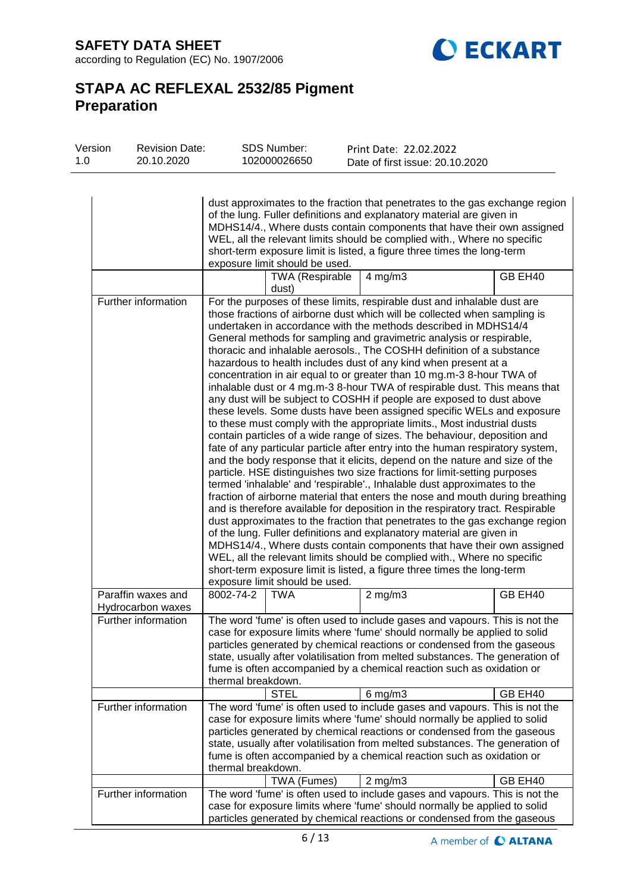# SAFETY DATA SHEET

according to Regulation (EC) No. 1907/2006

# STAPA AC REFLEXAL 2532/85 Pigment Preparation

| Version | Revision Date: | SDS Number: | Print Date: 22.02.2022 |
|---|---|---|---|
| 1.0 | 20.10.2020 | 102000026650 | Date of first issue: 20.10.2020 |

| | | | | |
|---|---|---|---|---|
| | dust approximates to the fraction that penetrates to the gas exchange region of the lung. Fuller definitions and explanatory material are given in MDHS14/4., Where dusts contain components that have their own assigned WEL, all the relevant limits should be complied with., Where no specific short-term exposure limit is listed, a figure three times the long-term exposure limit should be used. | | | |
| | | TWA (Respirable dust) | 4 mg/m3 | GB EH40 |
| Further information | For the purposes of these limits, respirable dust and inhalable dust are those fractions of airborne dust which will be collected when sampling is undertaken in accordance with the methods described in MDHS14/4 General methods for sampling and gravimetric analysis or respirable, thoracic and inhalable aerosols., The COSHH definition of a substance hazardous to health includes dust of any kind when present at a concentration in air equal to or greater than 10 mg.m-3 8-hour TWA of inhalable dust or 4 mg.m-3 8-hour TWA of respirable dust. This means that any dust will be subject to COSHH if people are exposed to dust above these levels. Some dusts have been assigned specific WELs and exposure to these must comply with the appropriate limits., Most industrial dusts contain particles of a wide range of sizes. The behaviour, deposition and fate of any particular particle after entry into the human respiratory system, and the body response that it elicits, depend on the nature and size of the particle. HSE distinguishes two size fractions for limit-setting purposes termed 'inhalable' and 'respirable'., Inhalable dust approximates to the fraction of airborne material that enters the nose and mouth during breathing and is therefore available for deposition in the respiratory tract. Respirable dust approximates to the fraction that penetrates to the gas exchange region of the lung. Fuller definitions and explanatory material are given in MDHS14/4., Where dusts contain components that have their own assigned WEL, all the relevant limits should be complied with., Where no specific short-term exposure limit is listed, a figure three times the long-term exposure limit should be used. | | | |
| Paraffin waxes and Hydrocarbon waxes | 8002-74-2 | TWA | 2 mg/m3 | GB EH40 |
| Further information | The word 'fume' is often used to include gases and vapours. This is not the case for exposure limits where 'fume' should normally be applied to solid particles generated by chemical reactions or condensed from the gaseous state, usually after volatilisation from melted substances. The generation of fume is often accompanied by a chemical reaction such as oxidation or thermal breakdown. | | | |
| | | STEL | 6 mg/m3 | GB EH40 |
| Further information | The word 'fume' is often used to include gases and vapours. This is not the case for exposure limits where 'fume' should normally be applied to solid particles generated by chemical reactions or condensed from the gaseous state, usually after volatilisation from melted substances. The generation of fume is often accompanied by a chemical reaction such as oxidation or thermal breakdown. | | | |
| | | TWA (Fumes) | 2 mg/m3 | GB EH40 |
| Further information | The word 'fume' is often used to include gases and vapours. This is not the case for exposure limits where 'fume' should normally be applied to solid particles generated by chemical reactions or condensed from the gaseous | | | |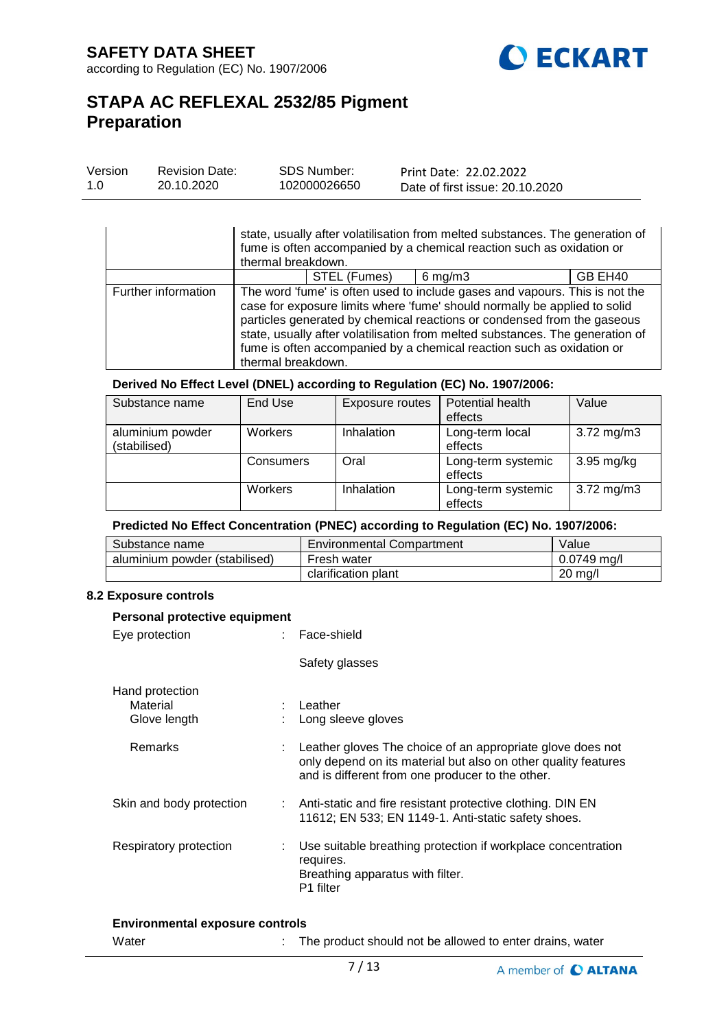| | | | | |
|---|---|---|---|---|
| | state, usually after volatilisation from melted substances. The generation of fume is often accompanied by a chemical reaction such as oxidation or thermal breakdown. | | | |
| | | STEL (Fumes) | 6 mg/m3 | GB EH40 |
| Further information | The word 'fume' is often used to include gases and vapours. This is not the case for exposure limits where 'fume' should normally be applied to solid particles generated by chemical reactions or condensed from the gaseous state, usually after volatilisation from melted substances. The generation of fume is often accompanied by a chemical reaction such as oxidation or thermal breakdown. | | | |

**Derived No Effect Level (DNEL) according to Regulation (EC) No. 1907/2006:**

| Substance name | End Use | Exposure routes | Potential health effects | Value |
|---|---|---|---|---|
| aluminium powder (stabilised) | Workers | Inhalation | Long-term local effects | 3.72 mg/m3 |
| | Consumers | Oral | Long-term systemic effects | 3.95 mg/kg |
| | Workers | Inhalation | Long-term systemic effects | 3.72 mg/m3 |

**Predicted No Effect Concentration (PNEC) according to Regulation (EC) No. 1907/2006:**

| Substance name | Environmental Compartment | Value |
|---|---|---|
| aluminium powder (stabilised) | Fresh water | 0.0749 mg/l |
| | clarification plant | 20 mg/l |

**8.2 Exposure controls**

**Personal protective equipment**

Eye protection : Face-shield

Safety glasses

Hand protection

Material : Leather

Glove length : Long sleeve gloves

Remarks : Leather gloves The choice of an appropriate glove does not only depend on its material but also on other quality features and is different from one producer to the other.

Skin and body protection : Anti-static and fire resistant protective clothing. DIN EN 11612; EN 533; EN 1149-1. Anti-static safety shoes.

Respiratory protection : Use suitable breathing protection if workplace concentration requires.
Breathing apparatus with filter.
P1 filter

**Environmental exposure controls**

Water : The product should not be allowed to enter drains, water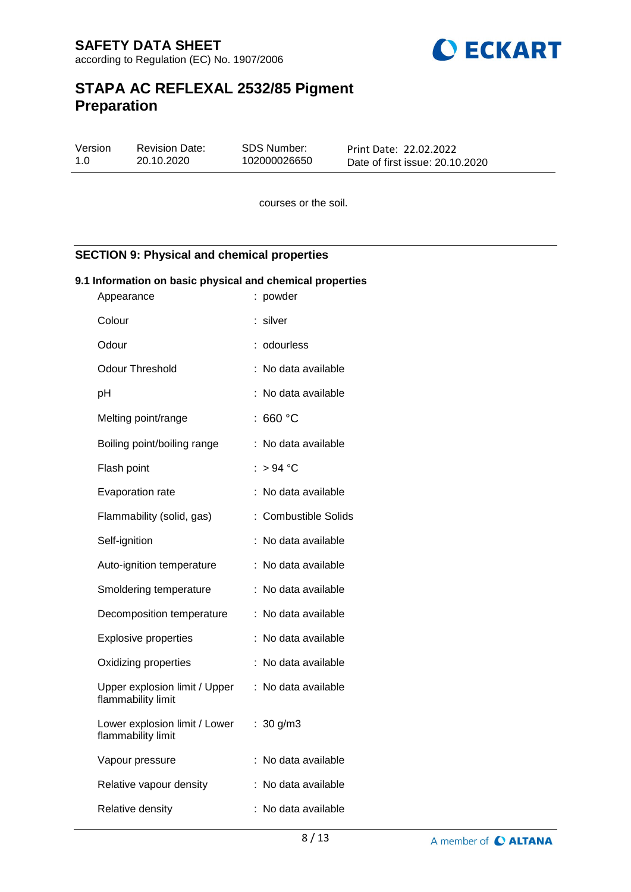courses or the soil.

## SECTION 9: Physical and chemical properties

### 9.1 Information on basic physical and chemical properties

| Property | Value |
|---|---|
| Appearance | : powder |
| Colour | : silver |
| Odour | : odourless |
| Odour Threshold | : No data available |
| pH | : No data available |
| Melting point/range | : 660 °C |
| Boiling point/boiling range | : No data available |
| Flash point | : > 94 °C |
| Evaporation rate | : No data available |
| Flammability (solid, gas) | : Combustible Solids |
| Self-ignition | : No data available |
| Auto-ignition temperature | : No data available |
| Smoldering temperature | : No data available |
| Decomposition temperature | : No data available |
| Explosive properties | : No data available |
| Oxidizing properties | : No data available |
| Upper explosion limit / Upper flammability limit | : No data available |
| Lower explosion limit / Lower flammability limit | : 30 g/m3 |
| Vapour pressure | : No data available |
| Relative vapour density | : No data available |
| Relative density | : No data available |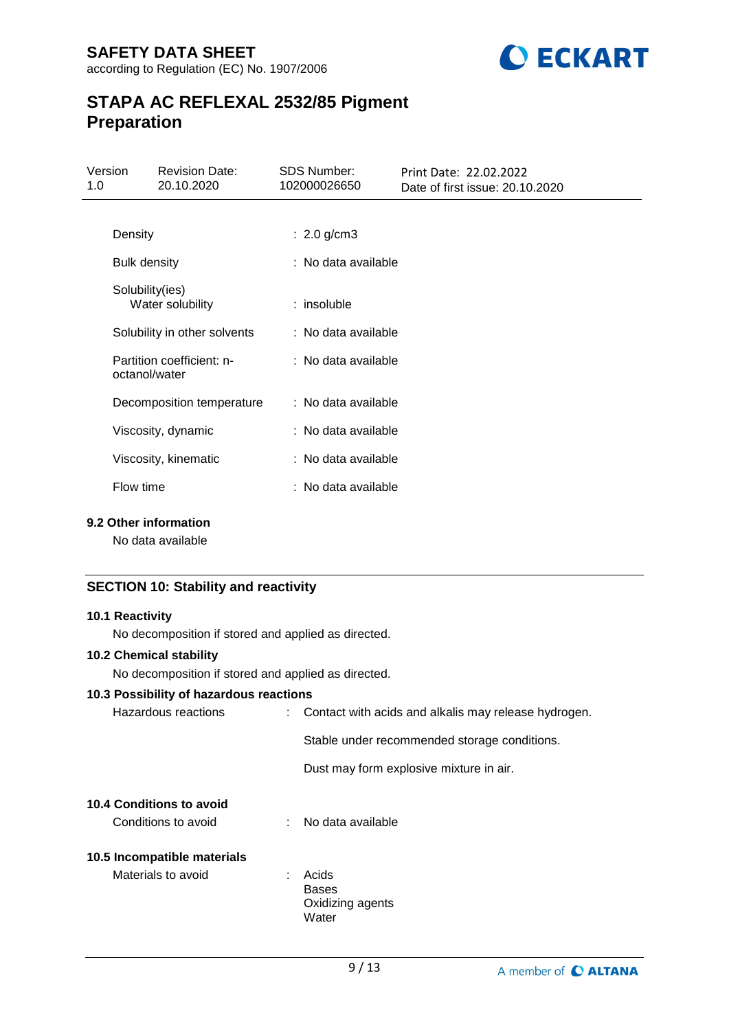| | |
|---|---|
| Density | : 2.0 g/cm3 |
| Bulk density | : No data available |
| Solubility(ies)<br>Water solubility | : insoluble |
| Solubility in other solvents | : No data available |
| Partition coefficient: n-octanol/water | : No data available |
| Decomposition temperature | : No data available |
| Viscosity, dynamic | : No data available |
| Viscosity, kinematic | : No data available |
| Flow time | : No data available |

### 9.2 Other information

No data available

## SECTION 10: Stability and reactivity

### 10.1 Reactivity

No decomposition if stored and applied as directed.

### 10.2 Chemical stability

No decomposition if stored and applied as directed.

### 10.3 Possibility of hazardous reactions

Hazardous reactions : Contact with acids and alkalis may release hydrogen.

Stable under recommended storage conditions.

Dust may form explosive mixture in air.

### 10.4 Conditions to avoid

Conditions to avoid : No data available

### 10.5 Incompatible materials

Materials to avoid :
- Acids
- Bases
- Oxidizing agents
- Water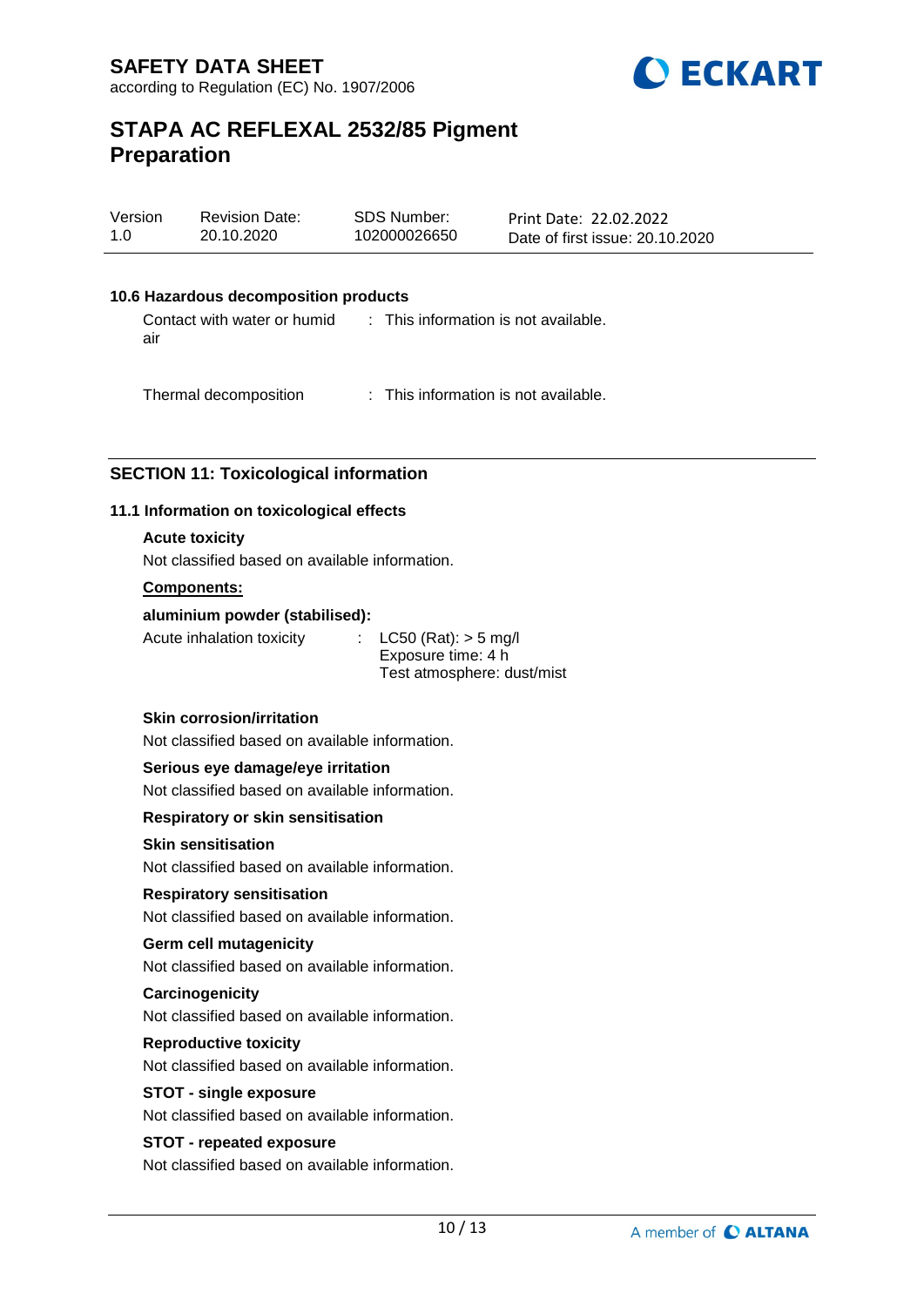#### 10.6 Hazardous decomposition products

Contact with water or humid air : This information is not available.

Thermal decomposition : This information is not available.

## SECTION 11: Toxicological information

### 11.1 Information on toxicological effects

**Acute toxicity**

Not classified based on available information.

**Components:**

**aluminium powder (stabilised):**

Acute inhalation toxicity : LC50 (Rat): > 5 mg/l
Exposure time: 4 h
Test atmosphere: dust/mist

**Skin corrosion/irritation**

Not classified based on available information.

**Serious eye damage/eye irritation**

Not classified based on available information.

**Respiratory or skin sensitisation**

**Skin sensitisation**

Not classified based on available information.

**Respiratory sensitisation**

Not classified based on available information.

**Germ cell mutagenicity**

Not classified based on available information.

**Carcinogenicity**

Not classified based on available information.

**Reproductive toxicity**

Not classified based on available information.

**STOT - single exposure**

Not classified based on available information.

**STOT - repeated exposure**

Not classified based on available information.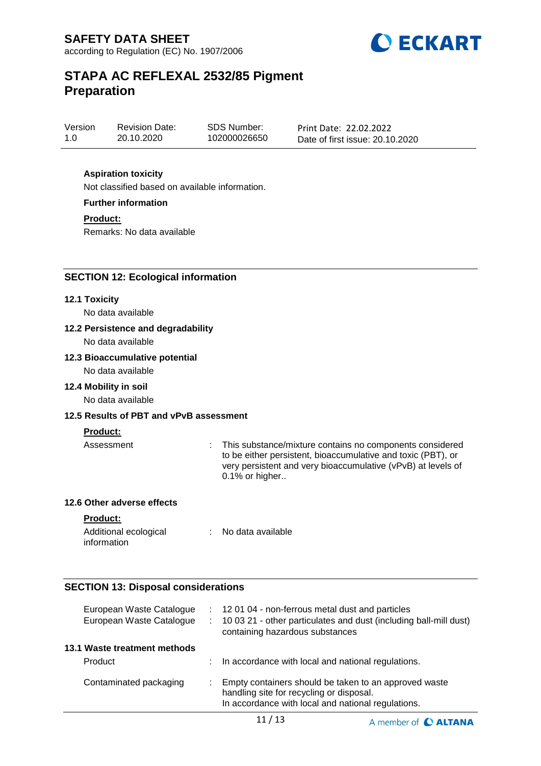**Aspiration toxicity**

Not classified based on available information.

**Further information**

**Product:**

Remarks: No data available

## SECTION 12: Ecological information

### 12.1 Toxicity

No data available

### 12.2 Persistence and degradability

No data available

### 12.3 Bioaccumulative potential

No data available

### 12.4 Mobility in soil

No data available

### 12.5 Results of PBT and vPvB assessment

**Product:**

Assessment : This substance/mixture contains no components considered to be either persistent, bioaccumulative and toxic (PBT), or very persistent and very bioaccumulative (vPvB) at levels of 0.1% or higher..

### 12.6 Other adverse effects

**Product:**

Additional ecological information : No data available

## SECTION 13: Disposal considerations

European Waste Catalogue : 12 01 04 - non-ferrous metal dust and particles

European Waste Catalogue : 10 03 21 - other particulates and dust (including ball-mill dust) containing hazardous substances

### 13.1 Waste treatment methods

Product : In accordance with local and national regulations.

Contaminated packaging : Empty containers should be taken to an approved waste handling site for recycling or disposal.
In accordance with local and national regulations.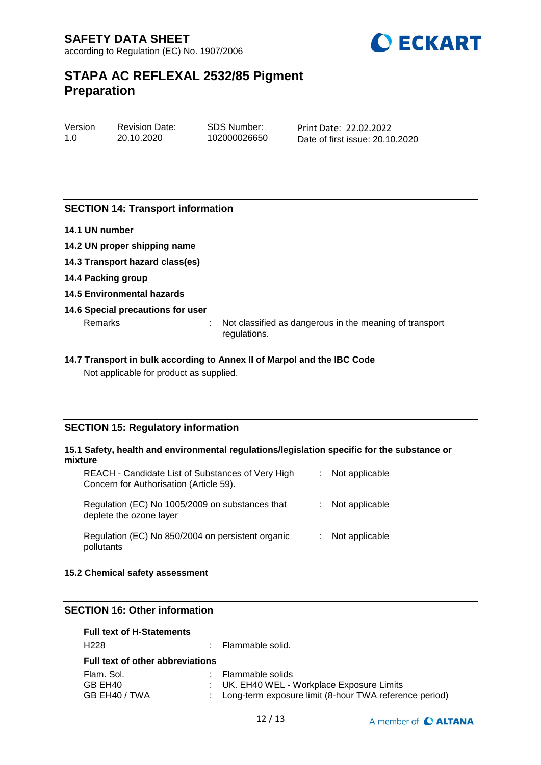## SECTION 14: Transport information

**14.1 UN number**

**14.2 UN proper shipping name**

**14.3 Transport hazard class(es)**

**14.4 Packing group**

**14.5 Environmental hazards**

**14.6 Special precautions for user**

Remarks : Not classified as dangerous in the meaning of transport regulations.

**14.7 Transport in bulk according to Annex II of Marpol and the IBC Code**

Not applicable for product as supplied.

## SECTION 15: Regulatory information

**15.1 Safety, health and environmental regulations/legislation specific for the substance or mixture**

| | |
|---|---|
| REACH - Candidate List of Substances of Very High Concern for Authorisation (Article 59). | : Not applicable |
| Regulation (EC) No 1005/2009 on substances that deplete the ozone layer | : Not applicable |
| Regulation (EC) No 850/2004 on persistent organic pollutants | : Not applicable |

**15.2 Chemical safety assessment**

## SECTION 16: Other information

**Full text of H-Statements**

H228 : Flammable solid.

**Full text of other abbreviations**

| | |
|---|---|
| Flam. Sol. | : Flammable solids |
| GB EH40 | : UK. EH40 WEL - Workplace Exposure Limits |
| GB EH40 / TWA | : Long-term exposure limit (8-hour TWA reference period) |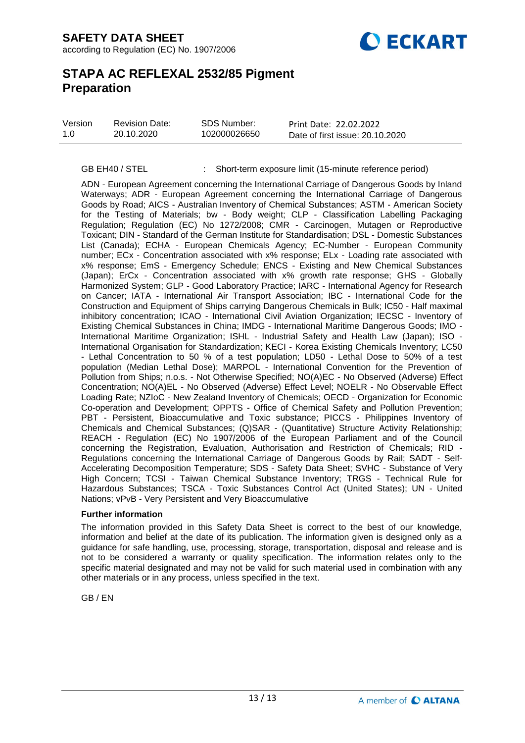GB EH40 / STEL : Short-term exposure limit (15-minute reference period)

ADN - European Agreement concerning the International Carriage of Dangerous Goods by Inland Waterways; ADR - European Agreement concerning the International Carriage of Dangerous Goods by Road; AICS - Australian Inventory of Chemical Substances; ASTM - American Society for the Testing of Materials; bw - Body weight; CLP - Classification Labelling Packaging Regulation; Regulation (EC) No 1272/2008; CMR - Carcinogen, Mutagen or Reproductive Toxicant; DIN - Standard of the German Institute for Standardisation; DSL - Domestic Substances List (Canada); ECHA - European Chemicals Agency; EC-Number - European Community number; ECx - Concentration associated with x% response; ELx - Loading rate associated with x% response; EmS - Emergency Schedule; ENCS - Existing and New Chemical Substances (Japan); ErCx - Concentration associated with x% growth rate response; GHS - Globally Harmonized System; GLP - Good Laboratory Practice; IARC - International Agency for Research on Cancer; IATA - International Air Transport Association; IBC - International Code for the Construction and Equipment of Ships carrying Dangerous Chemicals in Bulk; IC50 - Half maximal inhibitory concentration; ICAO - International Civil Aviation Organization; IECSC - Inventory of Existing Chemical Substances in China; IMDG - International Maritime Dangerous Goods; IMO - International Maritime Organization; ISHL - Industrial Safety and Health Law (Japan); ISO - International Organisation for Standardization; KECI - Korea Existing Chemicals Inventory; LC50 - Lethal Concentration to 50 % of a test population; LD50 - Lethal Dose to 50% of a test population (Median Lethal Dose); MARPOL - International Convention for the Prevention of Pollution from Ships; n.o.s. - Not Otherwise Specified; NO(A)EC - No Observed (Adverse) Effect Concentration; NO(A)EL - No Observed (Adverse) Effect Level; NOELR - No Observable Effect Loading Rate; NZIoC - New Zealand Inventory of Chemicals; OECD - Organization for Economic Co-operation and Development; OPPTS - Office of Chemical Safety and Pollution Prevention; PBT - Persistent, Bioaccumulative and Toxic substance; PICCS - Philippines Inventory of Chemicals and Chemical Substances; (Q)SAR - (Quantitative) Structure Activity Relationship; REACH - Regulation (EC) No 1907/2006 of the European Parliament and of the Council concerning the Registration, Evaluation, Authorisation and Restriction of Chemicals; RID - Regulations concerning the International Carriage of Dangerous Goods by Rail; SADT - Self-Accelerating Decomposition Temperature; SDS - Safety Data Sheet; SVHC - Substance of Very High Concern; TCSI - Taiwan Chemical Substance Inventory; TRGS - Technical Rule for Hazardous Substances; TSCA - Toxic Substances Control Act (United States); UN - United Nations; vPvB - Very Persistent and Very Bioaccumulative

**Further information**

The information provided in this Safety Data Sheet is correct to the best of our knowledge, information and belief at the date of its publication. The information given is designed only as a guidance for safe handling, use, processing, storage, transportation, disposal and release and is not to be considered a warranty or quality specification. The information relates only to the specific material designated and may not be valid for such material used in combination with any other materials or in any process, unless specified in the text.

GB / EN